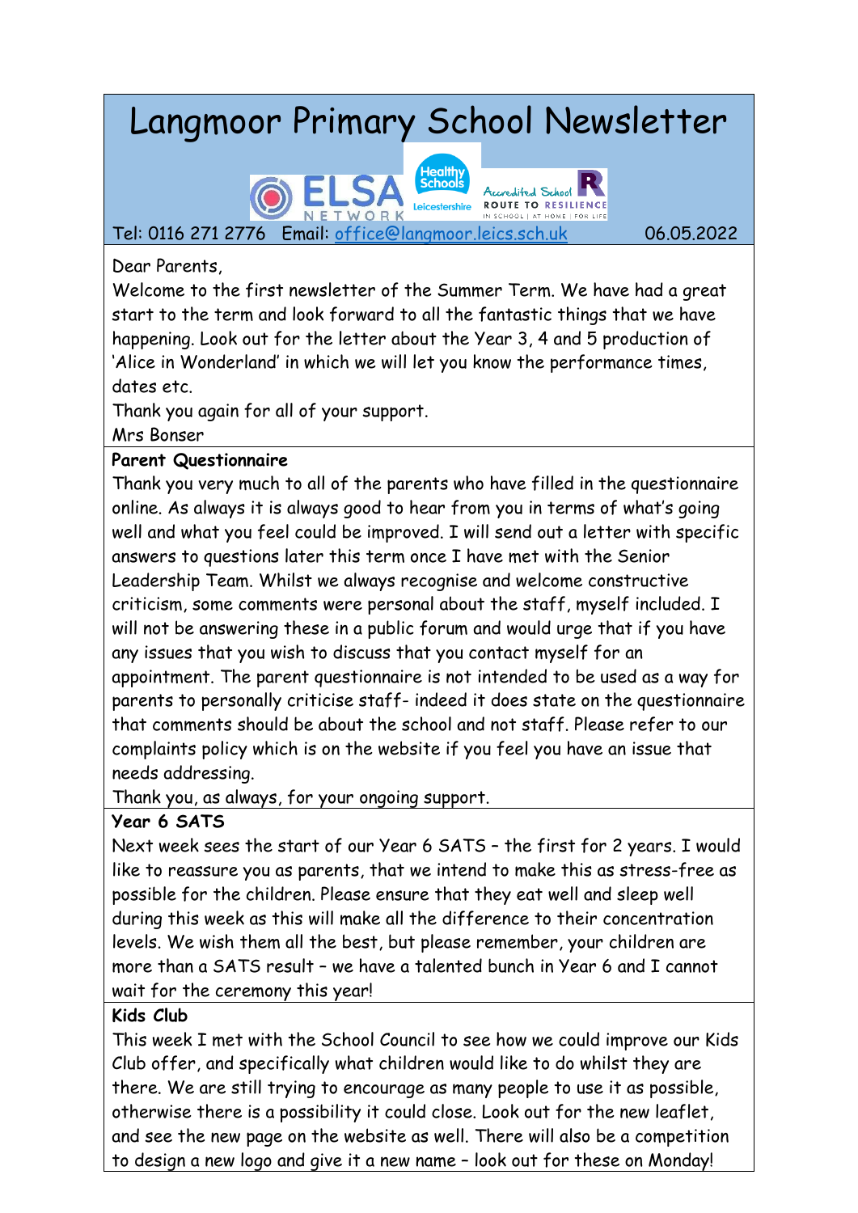# Langmoor Primary School Newsletter

Tel: 0116 271 2776 Email: office@langmoor.leics.sch.uk 06.05.2022

Dear Parents,
Welcome to the first newsletter of the Summer Term. We have had a great start to the term and look forward to all the fantastic things that we have happening. Look out for the letter about the Year 3, 4 and 5 production of 'Alice in Wonderland' in which we will let you know the performance times, dates etc.
Thank you again for all of your support.
Mrs Bonser

**Parent Questionnaire**

Thank you very much to all of the parents who have filled in the questionnaire online. As always it is always good to hear from you in terms of what's going well and what you feel could be improved. I will send out a letter with specific answers to questions later this term once I have met with the Senior Leadership Team. Whilst we always recognise and welcome constructive criticism, some comments were personal about the staff, myself included. I will not be answering these in a public forum and would urge that if you have any issues that you wish to discuss that you contact myself for an appointment. The parent questionnaire is not intended to be used as a way for parents to personally criticise staff- indeed it does state on the questionnaire that comments should be about the school and not staff. Please refer to our complaints policy which is on the website if you feel you have an issue that needs addressing.
Thank you, as always, for your ongoing support.

**Year 6 SATS**

Next week sees the start of our Year 6 SATS – the first for 2 years. I would like to reassure you as parents, that we intend to make this as stress-free as possible for the children. Please ensure that they eat well and sleep well during this week as this will make all the difference to their concentration levels. We wish them all the best, but please remember, your children are more than a SATS result – we have a talented bunch in Year 6 and I cannot wait for the ceremony this year!

**Kids Club**

This week I met with the School Council to see how we could improve our Kids Club offer, and specifically what children would like to do whilst they are there. We are still trying to encourage as many people to use it as possible, otherwise there is a possibility it could close. Look out for the new leaflet, and see the new page on the website as well. There will also be a competition to design a new logo and give it a new name – look out for these on Monday!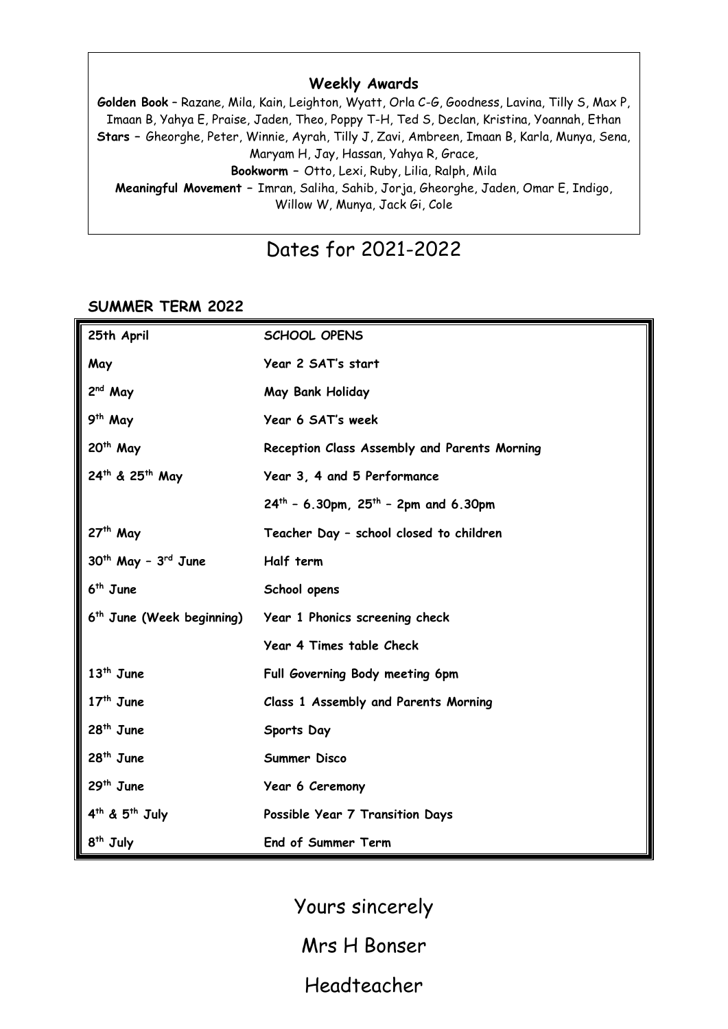### Weekly Awards

**Golden Book** – Razane, Mila, Kain, Leighton, Wyatt, Orla C-G, Goodness, Lavina, Tilly S, Max P, Imaan B, Yahya E, Praise, Jaden, Theo, Poppy T-H, Ted S, Declan, Kristina, Yoannah, Ethan

**Stars** – Gheorghe, Peter, Winnie, Ayrah, Tilly J, Zavi, Ambreen, Imaan B, Karla, Munya, Sena, Maryam H, Jay, Hassan, Yahya R, Grace,

**Bookworm** – Otto, Lexi, Ruby, Lilia, Ralph, Mila

**Meaningful Movement** – Imran, Saliha, Sahib, Jorja, Gheorghe, Jaden, Omar E, Indigo, Willow W, Munya, Jack Gi, Cole

## Dates for 2021-2022

**SUMMER TERM 2022**

| | |
|---|---|
| **25th April** | **SCHOOL OPENS** |
| **May** | **Year 2 SAT's start** |
| **2nd May** | **May Bank Holiday** |
| **9th May** | **Year 6 SAT's week** |
| **20th May** | **Reception Class Assembly and Parents Morning** |
| **24th & 25th May** | **Year 3, 4 and 5 Performance** |
| | **24th – 6.30pm, 25th – 2pm and 6.30pm** |
| **27th May** | **Teacher Day – school closed to children** |
| **30th May – 3rd June** | **Half term** |
| **6th June** | **School opens** |
| **6th June (Week beginning)** | **Year 1 Phonics screening check** |
| | **Year 4 Times table Check** |
| **13th June** | **Full Governing Body meeting 6pm** |
| **17th June** | **Class 1 Assembly and Parents Morning** |
| **28th June** | **Sports Day** |
| **28th June** | **Summer Disco** |
| **29th June** | **Year 6 Ceremony** |
| **4th & 5th July** | **Possible Year 7 Transition Days** |
| **8th July** | **End of Summer Term** |

Yours sincerely

Mrs H Bonser

Headteacher